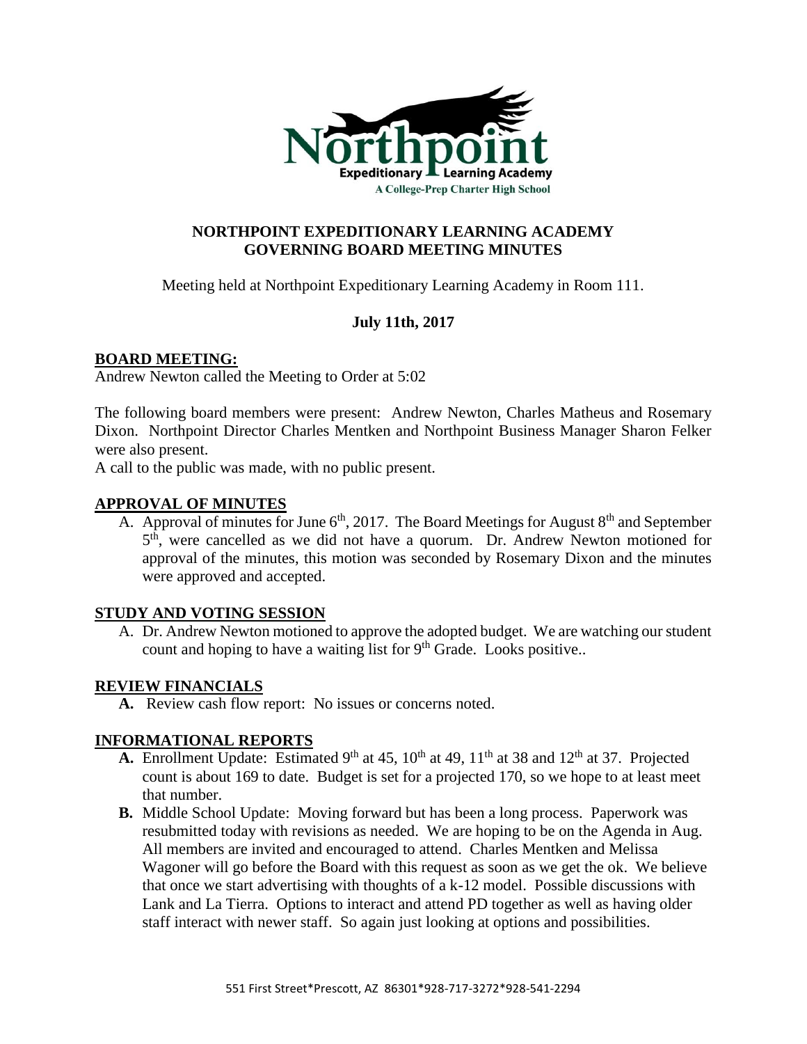# NORTHPOINT EXPEDITIONARY LEARNING ACADEMY GOVERNING BOARD MEETING MINUTES

Meeting held at Northpoint Expeditionary Learning Academy in Room 111.

**July 11th, 2017**

## BOARD MEETING:

Andrew Newton called the Meeting to Order at 5:02

The following board members were present: Andrew Newton, Charles Matheus and Rosemary Dixon. Northpoint Director Charles Mentken and Northpoint Business Manager Sharon Felker were also present.

A call to the public was made, with no public present.

## APPROVAL OF MINUTES

A. Approval of minutes for June 6th, 2017. The Board Meetings for August 8th and September 5th, were cancelled as we did not have a quorum. Dr. Andrew Newton motioned for approval of the minutes, this motion was seconded by Rosemary Dixon and the minutes were approved and accepted.

## STUDY AND VOTING SESSION

A. Dr. Andrew Newton motioned to approve the adopted budget. We are watching our student count and hoping to have a waiting list for 9th Grade. Looks positive..

## REVIEW FINANCIALS

**A.** Review cash flow report: No issues or concerns noted.

## INFORMATIONAL REPORTS

**A.** Enrollment Update: Estimated 9th at 45, 10th at 49, 11th at 38 and 12th at 37. Projected count is about 169 to date. Budget is set for a projected 170, so we hope to at least meet that number.

**B.** Middle School Update: Moving forward but has been a long process. Paperwork was resubmitted today with revisions as needed. We are hoping to be on the Agenda in Aug. All members are invited and encouraged to attend. Charles Mentken and Melissa Wagoner will go before the Board with this request as soon as we get the ok. We believe that once we start advertising with thoughts of a k-12 model. Possible discussions with Lank and La Tierra. Options to interact and attend PD together as well as having older staff interact with newer staff. So again just looking at options and possibilities.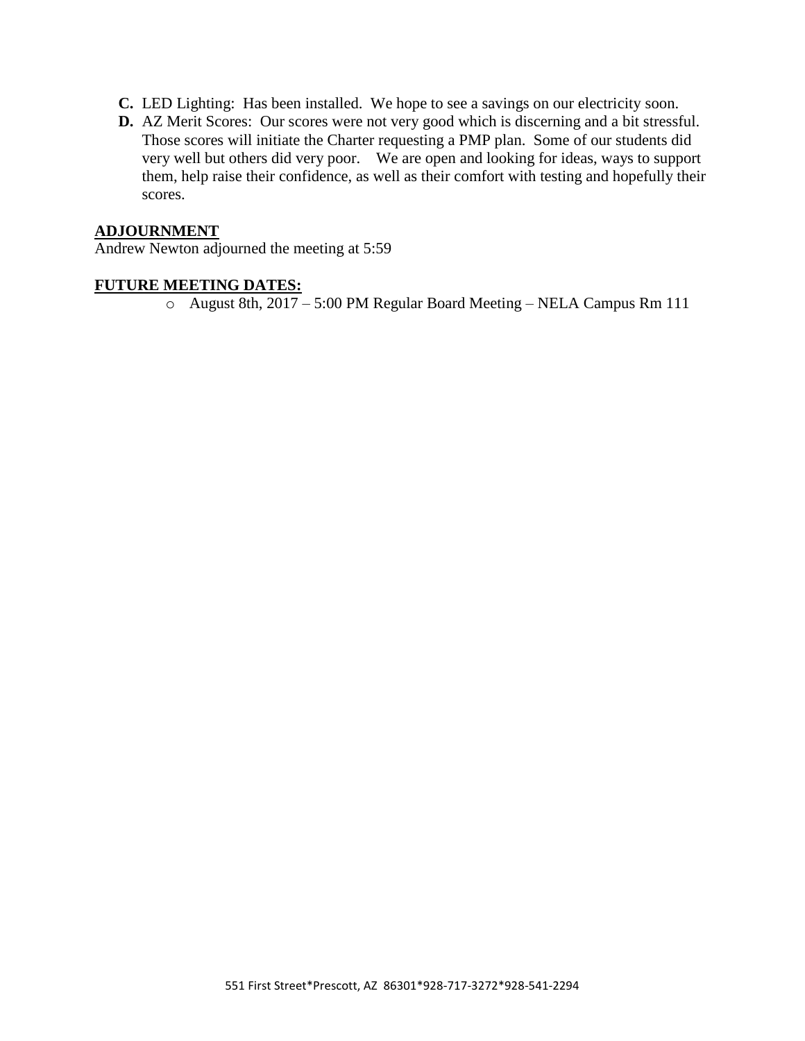**C.** LED Lighting: Has been installed. We hope to see a savings on our electricity soon.

**D.** AZ Merit Scores: Our scores were not very good which is discerning and a bit stressful. Those scores will initiate the Charter requesting a PMP plan. Some of our students did very well but others did very poor. We are open and looking for ideas, ways to support them, help raise their confidence, as well as their comfort with testing and hopefully their scores.

**ADJOURNMENT**

Andrew Newton adjourned the meeting at 5:59

**FUTURE MEETING DATES:**

- August 8th, 2017 – 5:00 PM Regular Board Meeting – NELA Campus Rm 111

551 First Street*Prescott, AZ 86301*928-717-3272*928-541-2294